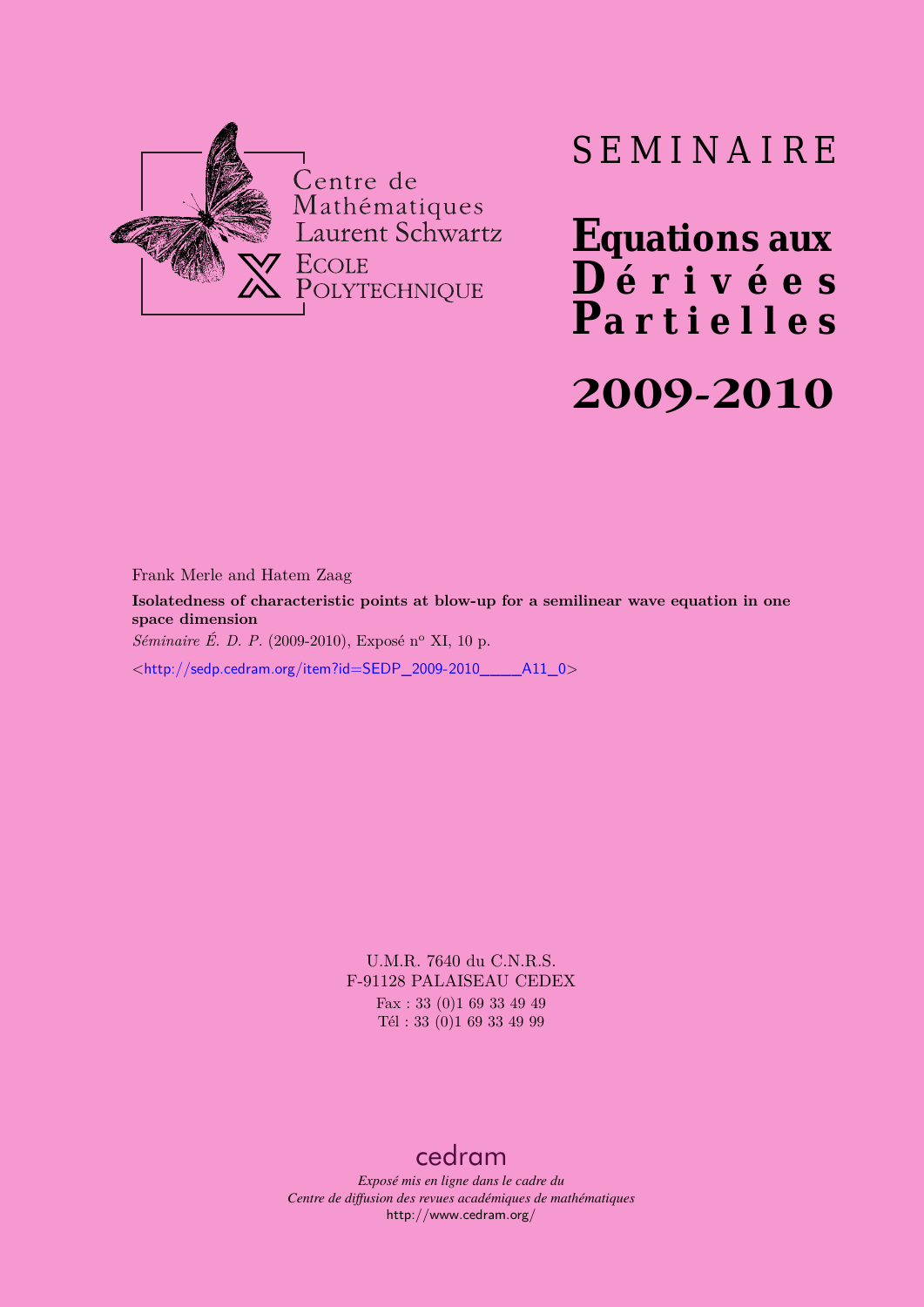Centre de Mathématiques Laurent Schwartz
ECOLE POLYTECHNIQUE

# SEMINAIRE

# Equations aux Dérivées Partielles

# 2009-2010

Frank Merle and Hatem Zaag

**Isolatedness of characteristic points at blow-up for a semilinear wave equation in one space dimension**

*Séminaire É. D. P.* (2009-2010), Exposé n° XI, 10 p.

<http://sedp.cedram.org/item?id=SEDP_2009-2010____A11_0>

U.M.R. 7640 du C.N.R.S.
F-91128 PALAISEAU CEDEX
Fax : 33 (0)1 69 33 49 49
Tél : 33 (0)1 69 33 49 99

cedram

*Exposé mis en ligne dans le cadre du*
*Centre de diffusion des revues académiques de mathématiques*
http://www.cedram.org/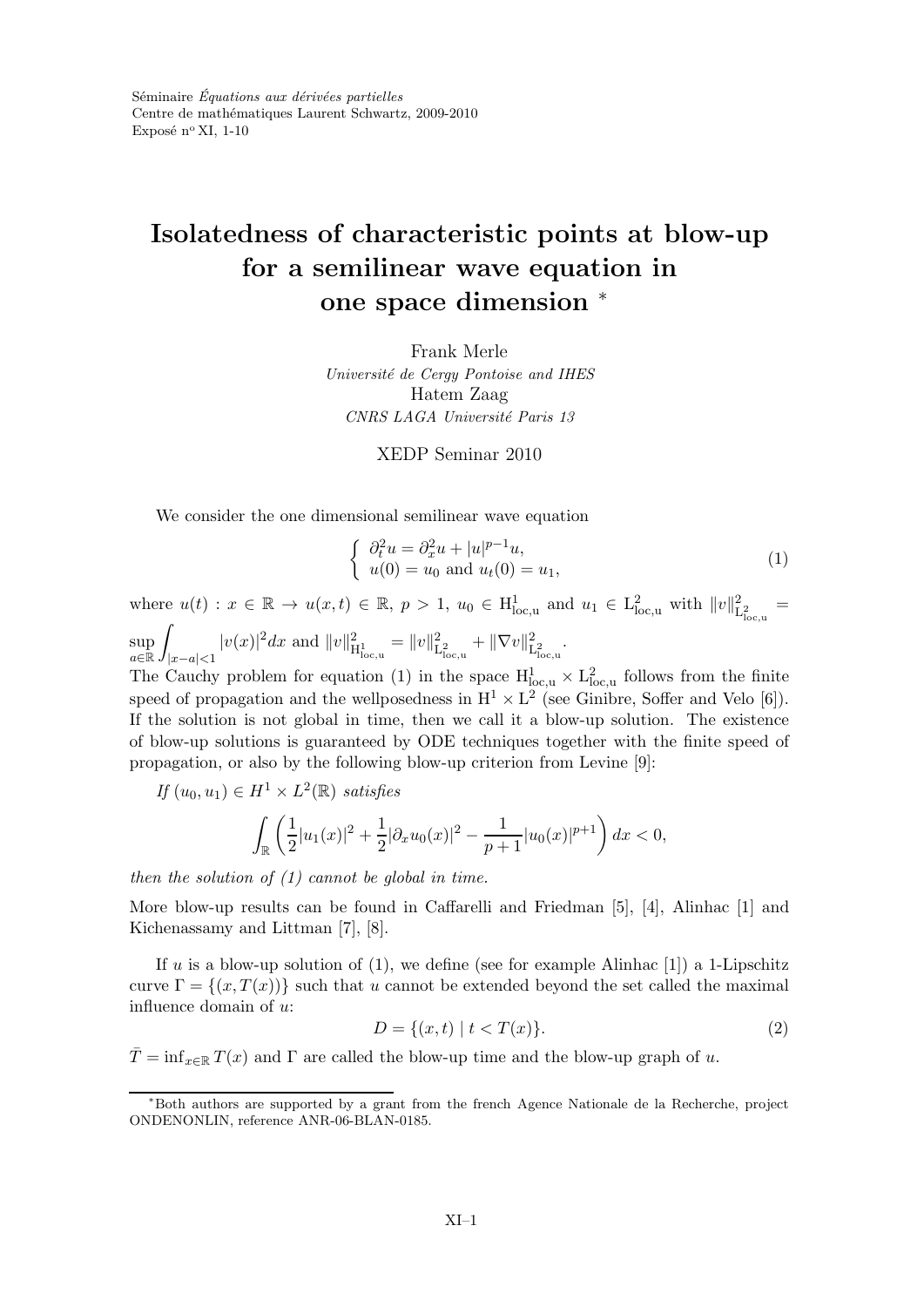Séminaire *Équations aux dérivées partielles*
Centre de mathématiques Laurent Schwartz, 2009-2010
Exposé n$^{o}$ XI, 1-10

# Isolatedness of characteristic points at blow-up for a semilinear wave equation in one space dimension *

Frank Merle
*Université de Cergy Pontoise and IHES*
Hatem Zaag
*CNRS LAGA Université Paris 13*

XEDP Seminar 2010

We consider the one dimensional semilinear wave equation

$$\begin{cases} \partial_t^2 u = \partial_x^2 u + |u|^{p-1}u, \\ u(0) = u_0 \text{ and } u_t(0) = u_1, \end{cases} \tag{1}$$

where $u(t) : x \in \mathbb{R} \to u(x,t) \in \mathbb{R}$, $p > 1$, $u_0 \in \mathrm{H}^1_{\mathrm{loc,u}}$ and $u_1 \in \mathrm{L}^2_{\mathrm{loc,u}}$ with $\|v\|^2_{\mathrm{L}^2_{\mathrm{loc,u}}} = \sup\limits_{a\in\mathbb{R}} \int_{|x-a|<1} |v(x)|^2 dx$ and $\|v\|^2_{\mathrm{H}^1_{\mathrm{loc,u}}} = \|v\|^2_{\mathrm{L}^2_{\mathrm{loc,u}}} + \|\nabla v\|^2_{\mathrm{L}^2_{\mathrm{loc,u}}}$.
The Cauchy problem for equation (1) in the space $\mathrm{H}^1_{\mathrm{loc,u}} \times \mathrm{L}^2_{\mathrm{loc,u}}$ follows from the finite speed of propagation and the wellposedness in $\mathrm{H}^1 \times \mathrm{L}^2$ (see Ginibre, Soffer and Velo [6]). If the solution is not global in time, then we call it a blow-up solution. The existence of blow-up solutions is guaranteed by ODE techniques together with the finite speed of propagation, or also by the following blow-up criterion from Levine [9]:

*If $(u_0, u_1) \in H^1 \times L^2(\mathbb{R})$ satisfies*

$$\int_{\mathbb{R}} \left( \frac{1}{2}|u_1(x)|^2 + \frac{1}{2}|\partial_x u_0(x)|^2 - \frac{1}{p+1}|u_0(x)|^{p+1} \right) dx < 0,$$

*then the solution of (1) cannot be global in time.*

More blow-up results can be found in Caffarelli and Friedman [5], [4], Alinhac [1] and Kichenassamy and Littman [7], [8].

If $u$ is a blow-up solution of (1), we define (see for example Alinhac [1]) a 1-Lipschitz curve $\Gamma = \{(x, T(x))\}$ such that $u$ cannot be extended beyond the set called the maximal influence domain of $u$:

$$D = \{(x,t) \mid t < T(x)\}. \tag{2}$$

$\bar{T} = \inf_{x\in\mathbb{R}} T(x)$ and $\Gamma$ are called the blow-up time and the blow-up graph of $u$.

*Both authors are supported by a grant from the french Agence Nationale de la Recherche, project ONDENONLIN, reference ANR-06-BLAN-0185.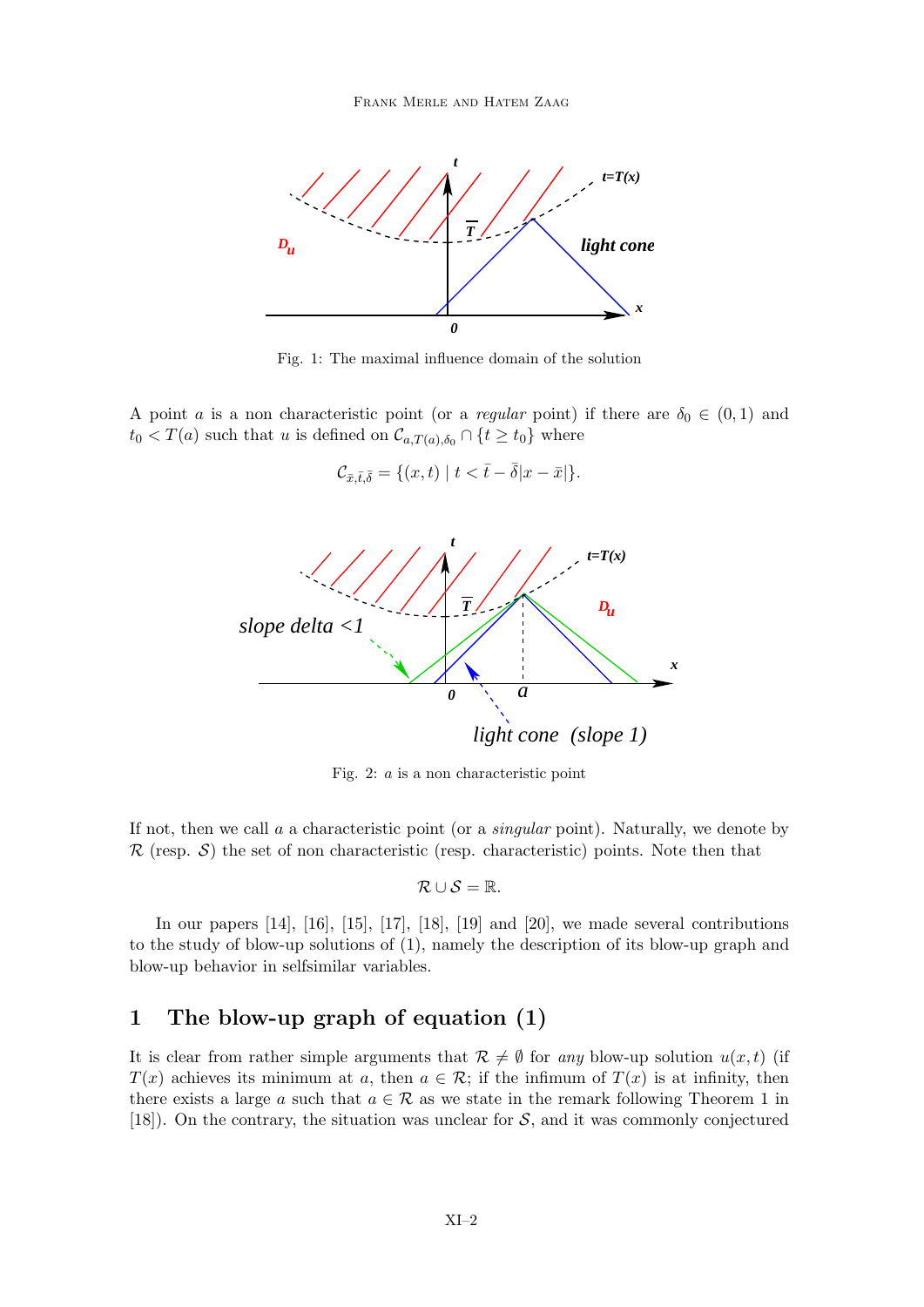Fig. 1: The maximal influence domain of the solution

A point $a$ is a non characteristic point (or a *regular* point) if there are $\delta_0 \in (0,1)$ and $t_0 < T(a)$ such that $u$ is defined on $\mathcal{C}_{a,T(a),\delta_0} \cap \{t \geq t_0\}$ where

$$\mathcal{C}_{\bar{x},\bar{t},\bar{\delta}} = \{(x,t) \mid t < \bar{t} - \bar{\delta}|x - \bar{x}|\}.$$

Fig. 2: $a$ is a non characteristic point

If not, then we call $a$ a characteristic point (or a *singular* point). Naturally, we denote by $\mathcal{R}$ (resp. $\mathcal{S}$) the set of non characteristic (resp. characteristic) points. Note then that

$$\mathcal{R} \cup \mathcal{S} = \mathbb{R}.$$

In our papers [14], [16], [15], [17], [18], [19] and [20], we made several contributions to the study of blow-up solutions of (1), namely the description of its blow-up graph and blow-up behavior in selfsimilar variables.

## 1 The blow-up graph of equation (1)

It is clear from rather simple arguments that $\mathcal{R} \neq \emptyset$ for *any* blow-up solution $u(x,t)$ (if $T(x)$ achieves its minimum at $a$, then $a \in \mathcal{R}$; if the infimum of $T(x)$ is at infinity, then there exists a large $a$ such that $a \in \mathcal{R}$ as we state in the remark following Theorem 1 in [18]). On the contrary, the situation was unclear for $\mathcal{S}$, and it was commonly conjectured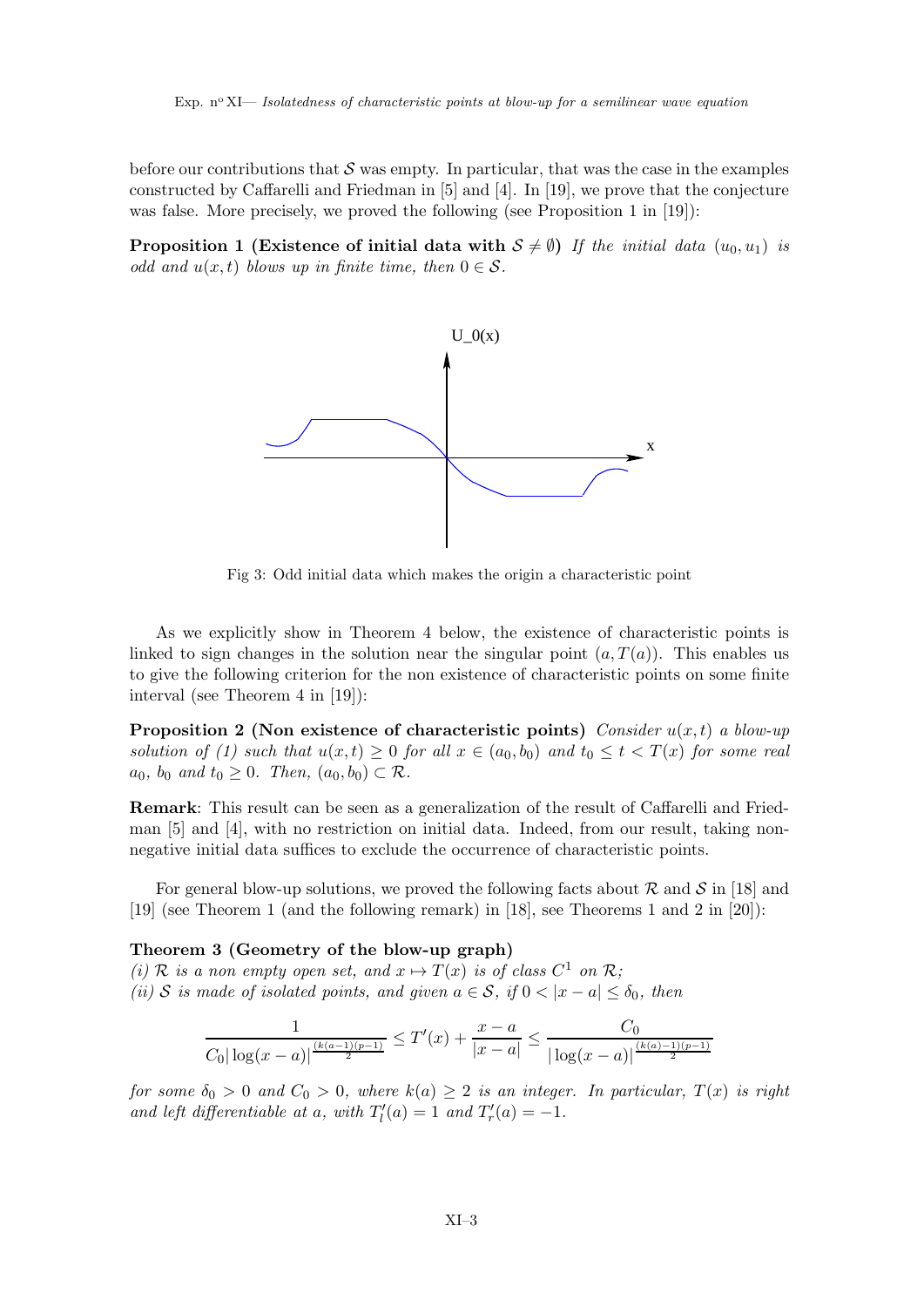before our contributions that $\mathcal{S}$ was empty. In particular, that was the case in the examples constructed by Caffarelli and Friedman in [5] and [4]. In [19], we prove that the conjecture was false. More precisely, we proved the following (see Proposition 1 in [19]):

**Proposition 1 (Existence of initial data with $\mathcal{S} \neq \emptyset$)** *If the initial data $(u_0, u_1)$ is odd and $u(x,t)$ blows up in finite time, then $0 \in \mathcal{S}$.*

Fig 3: Odd initial data which makes the origin a characteristic point

As we explicitly show in Theorem 4 below, the existence of characteristic points is linked to sign changes in the solution near the singular point $(a, T(a))$. This enables us to give the following criterion for the non existence of characteristic points on some finite interval (see Theorem 4 in [19]):

**Proposition 2 (Non existence of characteristic points)** *Consider $u(x,t)$ a blow-up solution of (1) such that $u(x,t) \geq 0$ for all $x \in (a_0, b_0)$ and $t_0 \leq t < T(x)$ for some real $a_0$, $b_0$ and $t_0 \geq 0$. Then, $(a_0, b_0) \subset \mathcal{R}$.*

**Remark**: This result can be seen as a generalization of the result of Caffarelli and Friedman [5] and [4], with no restriction on initial data. Indeed, from our result, taking non-negative initial data suffices to exclude the occurrence of characteristic points.

For general blow-up solutions, we proved the following facts about $\mathcal{R}$ and $\mathcal{S}$ in [18] and [19] (see Theorem 1 (and the following remark) in [18], see Theorems 1 and 2 in [20]):

**Theorem 3 (Geometry of the blow-up graph)**
*(i) $\mathcal{R}$ is a non empty open set, and $x \mapsto T(x)$ is of class $C^1$ on $\mathcal{R}$;*
*(ii) $\mathcal{S}$ is made of isolated points, and given $a \in \mathcal{S}$, if $0 < |x-a| \leq \delta_0$, then*

$$\frac{1}{C_0 |\log(x-a)|^{\frac{(k(a-1)(p-1)}{2}}} \leq T'(x) + \frac{x-a}{|x-a|} \leq \frac{C_0}{|\log(x-a)|^{\frac{(k(a)-1)(p-1)}{2}}}$$

*for some $\delta_0 > 0$ and $C_0 > 0$, where $k(a) \geq 2$ is an integer. In particular, $T(x)$ is right and left differentiable at $a$, with $T'_l(a) = 1$ and $T'_r(a) = -1$.*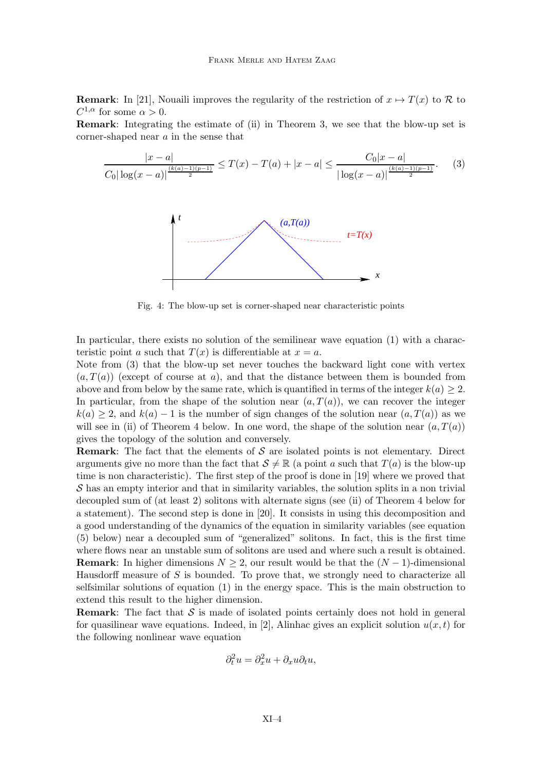**Remark**: In [21], Nouaili improves the regularity of the restriction of $x \mapsto T(x)$ to $\mathcal{R}$ to $C^{1,\alpha}$ for some $\alpha > 0$.

**Remark**: Integrating the estimate of (ii) in Theorem 3, we see that the blow-up set is corner-shaped near $a$ in the sense that

$$\frac{|x-a|}{C_0|\log(x-a)|^{\frac{(k(a)-1)(p-1)}{2}}} \le T(x) - T(a) + |x-a| \le \frac{C_0|x-a|}{|\log(x-a)|^{\frac{(k(a)-1)(p-1)}{2}}}. \quad (3)$$

Fig. 4: The blow-up set is corner-shaped near characteristic points

In particular, there exists no solution of the semilinear wave equation (1) with a characteristic point $a$ such that $T(x)$ is differentiable at $x = a$.

Note from (3) that the blow-up set never touches the backward light cone with vertex $(a, T(a))$ (except of course at $a$), and that the distance between them is bounded from above and from below by the same rate, which is quantified in terms of the integer $k(a) \ge 2$. In particular, from the shape of the solution near $(a, T(a))$, we can recover the integer $k(a) \ge 2$, and $k(a) - 1$ is the number of sign changes of the solution near $(a, T(a))$ as we will see in (ii) of Theorem 4 below. In one word, the shape of the solution near $(a, T(a))$ gives the topology of the solution and conversely.

**Remark**: The fact that the elements of $\mathcal{S}$ are isolated points is not elementary. Direct arguments give no more than the fact that $\mathcal{S} \neq \mathbb{R}$ (a point $a$ such that $T(a)$ is the blow-up time is non characteristic). The first step of the proof is done in [19] where we proved that $\mathcal{S}$ has an empty interior and that in similarity variables, the solution splits in a non trivial decoupled sum of (at least 2) solitons with alternate signs (see (ii) of Theorem 4 below for a statement). The second step is done in [20]. It consists in using this decomposition and a good understanding of the dynamics of the equation in similarity variables (see equation (5) below) near a decoupled sum of "generalized" solitons. In fact, this is the first time where flows near an unstable sum of solitons are used and where such a result is obtained.

**Remark**: In higher dimensions $N \ge 2$, our result would be that the $(N-1)$-dimensional Hausdorff measure of $S$ is bounded. To prove that, we strongly need to characterize all selfsimilar solutions of equation (1) in the energy space. This is the main obstruction to extend this result to the higher dimension.

**Remark**: The fact that $\mathcal{S}$ is made of isolated points certainly does not hold in general for quasilinear wave equations. Indeed, in [2], Alinhac gives an explicit solution $u(x,t)$ for the following nonlinear wave equation

$$\partial_t^2 u = \partial_x^2 u + \partial_x u \partial_t u,$$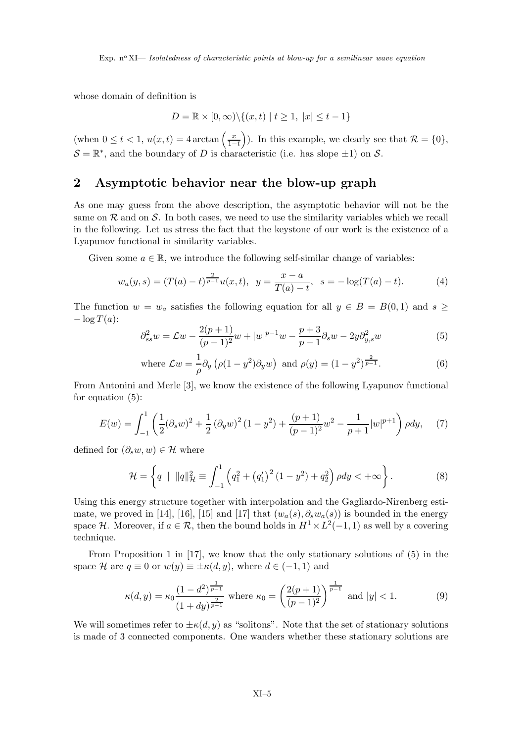whose domain of definition is

$$D = \mathbb{R} \times [0, \infty) \backslash \{(x,t) \mid t \geq 1,\ |x| \leq t-1\}$$

(when $0 \leq t < 1$, $u(x,t) = 4 \arctan\left(\frac{x}{1-t}\right)$). In this example, we clearly see that $\mathcal{R} = \{0\}$, $\mathcal{S} = \mathbb{R}^*$, and the boundary of $D$ is characteristic (i.e. has slope $\pm 1$) on $\mathcal{S}$.

## 2 Asymptotic behavior near the blow-up graph

As one may guess from the above description, the asymptotic behavior will not be the same on $\mathcal{R}$ and on $\mathcal{S}$. In both cases, we need to use the similarity variables which we recall in the following. Let us stress the fact that the keystone of our work is the existence of a Lyapunov functional in similarity variables.

Given some $a \in \mathbb{R}$, we introduce the following self-similar change of variables:

$$w_a(y,s) = (T(a)-t)^{\frac{2}{p-1}} u(x,t), \quad y = \frac{x-a}{T(a)-t}, \quad s = -\log(T(a)-t). \tag{4}$$

The function $w = w_a$ satisfies the following equation for all $y \in B = B(0,1)$ and $s \geq -\log T(a)$:

$$\partial^2_{ss} w = \mathcal{L}w - \frac{2(p+1)}{(p-1)^2} w + |w|^{p-1} w - \frac{p+3}{p-1} \partial_s w - 2y \partial^2_{y,s} w \tag{5}$$

$$\text{where } \mathcal{L}w = \frac{1}{\rho} \partial_y \left(\rho (1-y^2) \partial_y w\right) \text{ and } \rho(y) = (1-y^2)^{\frac{2}{p-1}}. \tag{6}$$

From Antonini and Merle [3], we know the existence of the following Lyapunov functional for equation (5):

$$E(w) = \int_{-1}^{1} \left( \frac{1}{2} (\partial_s w)^2 + \frac{1}{2} (\partial_y w)^2 (1-y^2) + \frac{(p+1)}{(p-1)^2} w^2 - \frac{1}{p+1} |w|^{p+1} \right) \rho dy, \tag{7}$$

defined for $(\partial_s w, w) \in \mathcal{H}$ where

$$\mathcal{H} = \left\{ q \ \mid \ \|q\|^2_{\mathcal{H}} \equiv \int_{-1}^{1} \left( q_1^2 + \left(q_1'\right)^2 (1-y^2) + q_2^2 \right) \rho dy < +\infty \right\}. \tag{8}$$

Using this energy structure together with interpolation and the Gagliardo-Nirenberg estimate, we proved in [14], [16], [15] and [17] that $(w_a(s), \partial_s w_a(s))$ is bounded in the energy space $\mathcal{H}$. Moreover, if $a \in \mathcal{R}$, then the bound holds in $H^1 \times L^2(-1,1)$ as well by a covering technique.

From Proposition 1 in [17], we know that the only stationary solutions of (5) in the space $\mathcal{H}$ are $q \equiv 0$ or $w(y) \equiv \pm \kappa(d,y)$, where $d \in (-1,1)$ and

$$\kappa(d,y) = \kappa_0 \frac{(1-d^2)^{\frac{1}{p-1}}}{(1+dy)^{\frac{2}{p-1}}} \text{ where } \kappa_0 = \left( \frac{2(p+1)}{(p-1)^2} \right)^{\frac{1}{p-1}} \text{ and } |y| < 1. \tag{9}$$

We will sometimes refer to $\pm \kappa(d,y)$ as "solitons". Note that the set of stationary solutions is made of 3 connected components. One wanders whether these stationary solutions are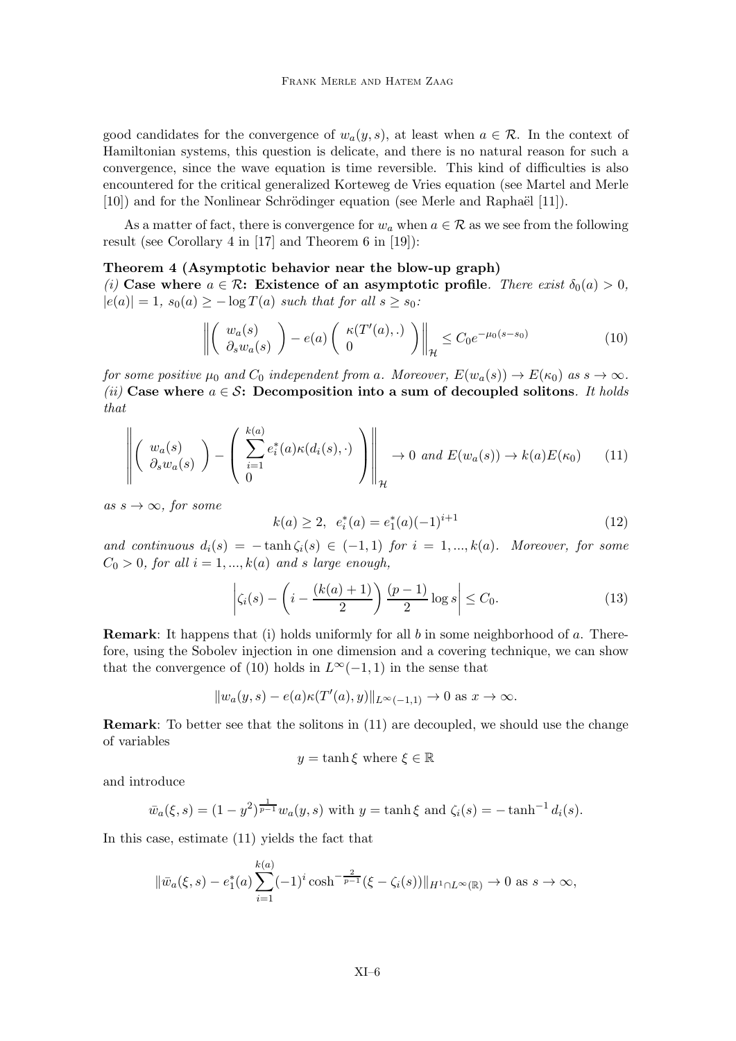good candidates for the convergence of $w_a(y,s)$, at least when $a \in \mathcal{R}$. In the context of Hamiltonian systems, this question is delicate, and there is no natural reason for such a convergence, since the wave equation is time reversible. This kind of difficulties is also encountered for the critical generalized Korteweg de Vries equation (see Martel and Merle [10]) and for the Nonlinear Schrödinger equation (see Merle and Raphaël [11]).

As a matter of fact, there is convergence for $w_a$ when $a \in \mathcal{R}$ as we see from the following result (see Corollary 4 in [17] and Theorem 6 in [19]):

**Theorem 4 (Asymptotic behavior near the blow-up graph)**
*(i)* **Case where $a \in \mathcal{R}$: Existence of an asymptotic profile**. *There exist $\delta_0(a) > 0$, $|e(a)| = 1$, $s_0(a) \geq -\log T(a)$ such that for all $s \geq s_0$:*

$$\left\| \begin{pmatrix} w_a(s) \\ \partial_s w_a(s) \end{pmatrix} - e(a) \begin{pmatrix} \kappa(T'(a),.) \\ 0 \end{pmatrix} \right\|_{\mathcal{H}} \leq C_0 e^{-\mu_0(s-s_0)} \tag{10}$$

*for some positive $\mu_0$ and $C_0$ independent from $a$. Moreover, $E(w_a(s)) \to E(\kappa_0)$ as $s \to \infty$.*
*(ii)* **Case where $a \in \mathcal{S}$: Decomposition into a sum of decoupled solitons**. *It holds that*

$$\left\| \begin{pmatrix} w_a(s) \\ \partial_s w_a(s) \end{pmatrix} - \begin{pmatrix} \displaystyle\sum_{i=1}^{k(a)} e_i^*(a)\kappa(d_i(s),\cdot) \\ 0 \end{pmatrix} \right\|_{\mathcal{H}} \to 0 \text{ and } E(w_a(s)) \to k(a)E(\kappa_0) \tag{11}$$

*as $s \to \infty$, for some*

$$k(a) \geq 2, \quad e_i^*(a) = e_1^*(a)(-1)^{i+1} \tag{12}$$

*and continuous $d_i(s) = -\tanh\zeta_i(s) \in (-1,1)$ for $i = 1, ..., k(a)$. Moreover, for some $C_0 > 0$, for all $i = 1, ..., k(a)$ and $s$ large enough,*

$$\left| \zeta_i(s) - \left( i - \frac{(k(a)+1)}{2} \right) \frac{(p-1)}{2} \log s \right| \leq C_0. \tag{13}$$

**Remark**: It happens that (i) holds uniformly for all $b$ in some neighborhood of $a$. Therefore, using the Sobolev injection in one dimension and a covering technique, we can show that the convergence of (10) holds in $L^\infty(-1,1)$ in the sense that

$$\|w_a(y,s) - e(a)\kappa(T'(a),y)\|_{L^\infty(-1,1)} \to 0 \text{ as } x \to \infty.$$

**Remark**: To better see that the solitons in (11) are decoupled, we should use the change of variables

$$y = \tanh\xi \text{ where } \xi \in \mathbb{R}$$

and introduce

$$\bar{w}_a(\xi,s) = (1-y^2)^{\frac{1}{p-1}} w_a(y,s) \text{ with } y = \tanh\xi \text{ and } \zeta_i(s) = -\tanh^{-1} d_i(s).$$

In this case, estimate (11) yields the fact that

$$\|\bar{w}_a(\xi,s) - e_1^*(a)\sum_{i=1}^{k(a)}(-1)^i \cosh^{-\frac{2}{p-1}}(\xi - \zeta_i(s))\|_{H^1\cap L^\infty(\mathbb{R})} \to 0 \text{ as } s \to \infty,$$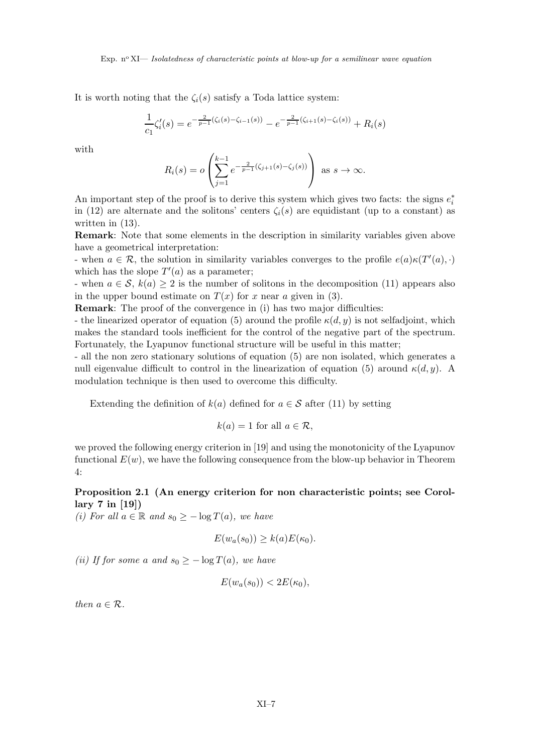It is worth noting that the $\zeta_i(s)$ satisfy a Toda lattice system:

$$\frac{1}{c_1}\zeta_i'(s) = e^{-\frac{2}{p-1}(\zeta_i(s)-\zeta_{i-1}(s))} - e^{-\frac{2}{p-1}(\zeta_{i+1}(s)-\zeta_i(s))} + R_i(s)$$

with

$$R_i(s) = o\left(\sum_{j=1}^{k-1} e^{-\frac{2}{p-1}(\zeta_{j+1}(s)-\zeta_j(s))}\right) \text{ as } s \to \infty.$$

An important step of the proof is to derive this system which gives two facts: the signs $e_i^*$ in (12) are alternate and the solitons' centers $\zeta_i(s)$ are equidistant (up to a constant) as written in (13).

**Remark**: Note that some elements in the description in similarity variables given above have a geometrical interpretation:

- when $a \in \mathcal{R}$, the solution in similarity variables converges to the profile $e(a)\kappa(T'(a), \cdot)$ which has the slope $T'(a)$ as a parameter;
- when $a \in \mathcal{S}$, $k(a) \geq 2$ is the number of solitons in the decomposition (11) appears also in the upper bound estimate on $T(x)$ for $x$ near $a$ given in (3).

**Remark**: The proof of the convergence in (i) has two major difficulties:

- the linearized operator of equation (5) around the profile $\kappa(d, y)$ is not selfadjoint, which makes the standard tools inefficient for the control of the negative part of the spectrum. Fortunately, the Lyapunov functional structure will be useful in this matter;
- all the non zero stationary solutions of equation (5) are non isolated, which generates a null eigenvalue difficult to control in the linearization of equation (5) around $\kappa(d, y)$. A modulation technique is then used to overcome this difficulty.

Extending the definition of $k(a)$ defined for $a \in \mathcal{S}$ after (11) by setting

$$k(a) = 1 \text{ for all } a \in \mathcal{R},$$

we proved the following energy criterion in [19] and using the monotonicity of the Lyapunov functional $E(w)$, we have the following consequence from the blow-up behavior in Theorem 4:

**Proposition 2.1 (An energy criterion for non characteristic points; see Corollary 7 in [19])**
*(i) For all $a \in \mathbb{R}$ and $s_0 \geq -\log T(a)$, we have*

$$E(w_a(s_0)) \geq k(a)E(\kappa_0).$$

*(ii) If for some $a$ and $s_0 \geq -\log T(a)$, we have*

$$E(w_a(s_0)) < 2E(\kappa_0),$$

*then $a \in \mathcal{R}$.*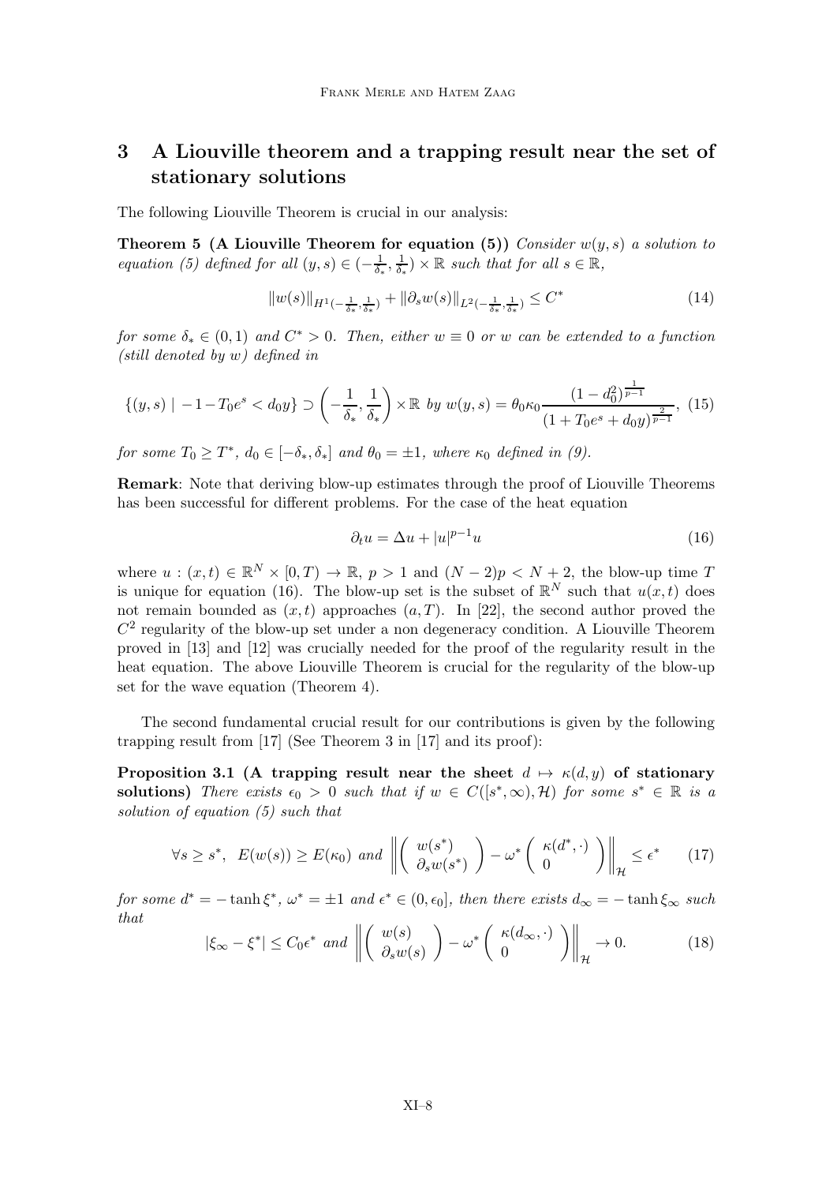## 3 A Liouville theorem and a trapping result near the set of stationary solutions

The following Liouville Theorem is crucial in our analysis:

**Theorem 5 (A Liouville Theorem for equation (5))** *Consider $w(y,s)$ a solution to equation (5) defined for all $(y,s) \in (-\frac{1}{\delta_*}, \frac{1}{\delta_*}) \times \mathbb{R}$ such that for all $s \in \mathbb{R}$,*

$$\|w(s)\|_{H^1(-\frac{1}{\delta_*},\frac{1}{\delta_*})} + \|\partial_s w(s)\|_{L^2(-\frac{1}{\delta_*},\frac{1}{\delta_*})} \le C^* \tag{14}$$

*for some $\delta_* \in (0,1)$ and $C^* > 0$. Then, either $w \equiv 0$ or $w$ can be extended to a function (still denoted by $w$) defined in*

$$\{(y,s) \mid -1 - T_0 e^s < d_0 y\} \supset \left(-\frac{1}{\delta_*}, \frac{1}{\delta_*}\right) \times \mathbb{R} \text{ by } w(y,s) = \theta_0 \kappa_0 \frac{(1-d_0^2)^{\frac{1}{p-1}}}{(1+T_0e^s + d_0 y)^{\frac{2}{p-1}}}, \tag{15}$$

*for some $T_0 \ge T^*$, $d_0 \in [-\delta_*, \delta_*]$ and $\theta_0 = \pm 1$, where $\kappa_0$ defined in (9).*

**Remark**: Note that deriving blow-up estimates through the proof of Liouville Theorems has been successful for different problems. For the case of the heat equation

$$\partial_t u = \Delta u + |u|^{p-1} u \tag{16}$$

where $u : (x,t) \in \mathbb{R}^N \times [0,T) \to \mathbb{R}$, $p > 1$ and $(N-2)p < N+2$, the blow-up time $T$ is unique for equation (16). The blow-up set is the subset of $\mathbb{R}^N$ such that $u(x,t)$ does not remain bounded as $(x,t)$ approaches $(a,T)$. In [22], the second author proved the $C^2$ regularity of the blow-up set under a non degeneracy condition. A Liouville Theorem proved in [13] and [12] was crucially needed for the proof of the regularity result in the heat equation. The above Liouville Theorem is crucial for the regularity of the blow-up set for the wave equation (Theorem 4).

The second fundamental crucial result for our contributions is given by the following trapping result from [17] (See Theorem 3 in [17] and its proof):

**Proposition 3.1 (A trapping result near the sheet $d \mapsto \kappa(d,y)$ of stationary solutions)** *There exists $\epsilon_0 > 0$ such that if $w \in C([s^*,\infty), \mathcal{H})$ for some $s^* \in \mathbb{R}$ is a solution of equation (5) such that*

$$\forall s \ge s^*,\;\; E(w(s)) \ge E(\kappa_0) \text{ and } \left\| \begin{pmatrix} w(s^*) \\ \partial_s w(s^*) \end{pmatrix} - \omega^* \begin{pmatrix} \kappa(d^*,\cdot) \\ 0 \end{pmatrix} \right\|_{\mathcal{H}} \le \epsilon^* \tag{17}$$

*for some $d^* = -\tanh \xi^*$, $\omega^* = \pm 1$ and $\epsilon^* \in (0, \epsilon_0]$, then there exists $d_\infty = -\tanh \xi_\infty$ such that*

$$|\xi_\infty - \xi^*| \le C_0 \epsilon^* \text{ and } \left\| \begin{pmatrix} w(s) \\ \partial_s w(s) \end{pmatrix} - \omega^* \begin{pmatrix} \kappa(d_\infty,\cdot) \\ 0 \end{pmatrix} \right\|_{\mathcal{H}} \to 0. \tag{18}$$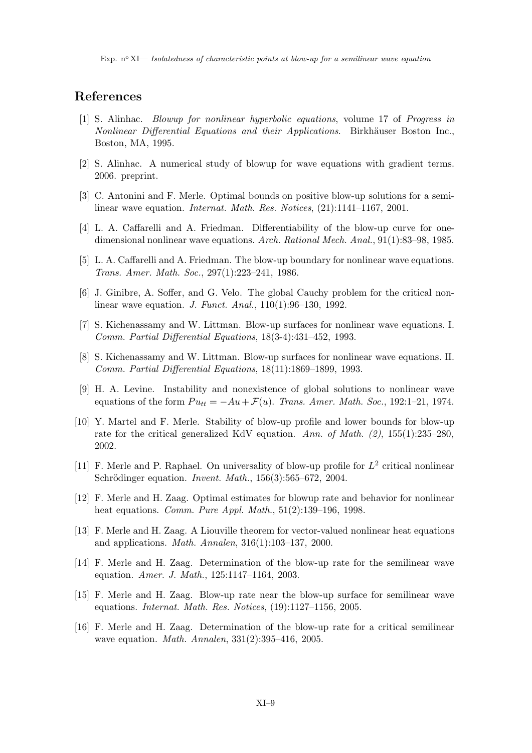## References

[1] S. Alinhac. *Blowup for nonlinear hyperbolic equations*, volume 17 of *Progress in Nonlinear Differential Equations and their Applications*. Birkhäuser Boston Inc., Boston, MA, 1995.

[2] S. Alinhac. A numerical study of blowup for wave equations with gradient terms. 2006. preprint.

[3] C. Antonini and F. Merle. Optimal bounds on positive blow-up solutions for a semilinear wave equation. *Internat. Math. Res. Notices*, (21):1141–1167, 2001.

[4] L. A. Caffarelli and A. Friedman. Differentiability of the blow-up curve for one-dimensional nonlinear wave equations. *Arch. Rational Mech. Anal.*, 91(1):83–98, 1985.

[5] L. A. Caffarelli and A. Friedman. The blow-up boundary for nonlinear wave equations. *Trans. Amer. Math. Soc.*, 297(1):223–241, 1986.

[6] J. Ginibre, A. Soffer, and G. Velo. The global Cauchy problem for the critical nonlinear wave equation. *J. Funct. Anal.*, 110(1):96–130, 1992.

[7] S. Kichenassamy and W. Littman. Blow-up surfaces for nonlinear wave equations. I. *Comm. Partial Differential Equations*, 18(3-4):431–452, 1993.

[8] S. Kichenassamy and W. Littman. Blow-up surfaces for nonlinear wave equations. II. *Comm. Partial Differential Equations*, 18(11):1869–1899, 1993.

[9] H. A. Levine. Instability and nonexistence of global solutions to nonlinear wave equations of the form $Pu_{tt} = -Au + \mathcal{F}(u)$. *Trans. Amer. Math. Soc.*, 192:1–21, 1974.

[10] Y. Martel and F. Merle. Stability of blow-up profile and lower bounds for blow-up rate for the critical generalized KdV equation. *Ann. of Math. (2)*, 155(1):235–280, 2002.

[11] F. Merle and P. Raphael. On universality of blow-up profile for $L^2$ critical nonlinear Schrödinger equation. *Invent. Math.*, 156(3):565–672, 2004.

[12] F. Merle and H. Zaag. Optimal estimates for blowup rate and behavior for nonlinear heat equations. *Comm. Pure Appl. Math.*, 51(2):139–196, 1998.

[13] F. Merle and H. Zaag. A Liouville theorem for vector-valued nonlinear heat equations and applications. *Math. Annalen*, 316(1):103–137, 2000.

[14] F. Merle and H. Zaag. Determination of the blow-up rate for the semilinear wave equation. *Amer. J. Math.*, 125:1147–1164, 2003.

[15] F. Merle and H. Zaag. Blow-up rate near the blow-up surface for semilinear wave equations. *Internat. Math. Res. Notices*, (19):1127–1156, 2005.

[16] F. Merle and H. Zaag. Determination of the blow-up rate for a critical semilinear wave equation. *Math. Annalen*, 331(2):395–416, 2005.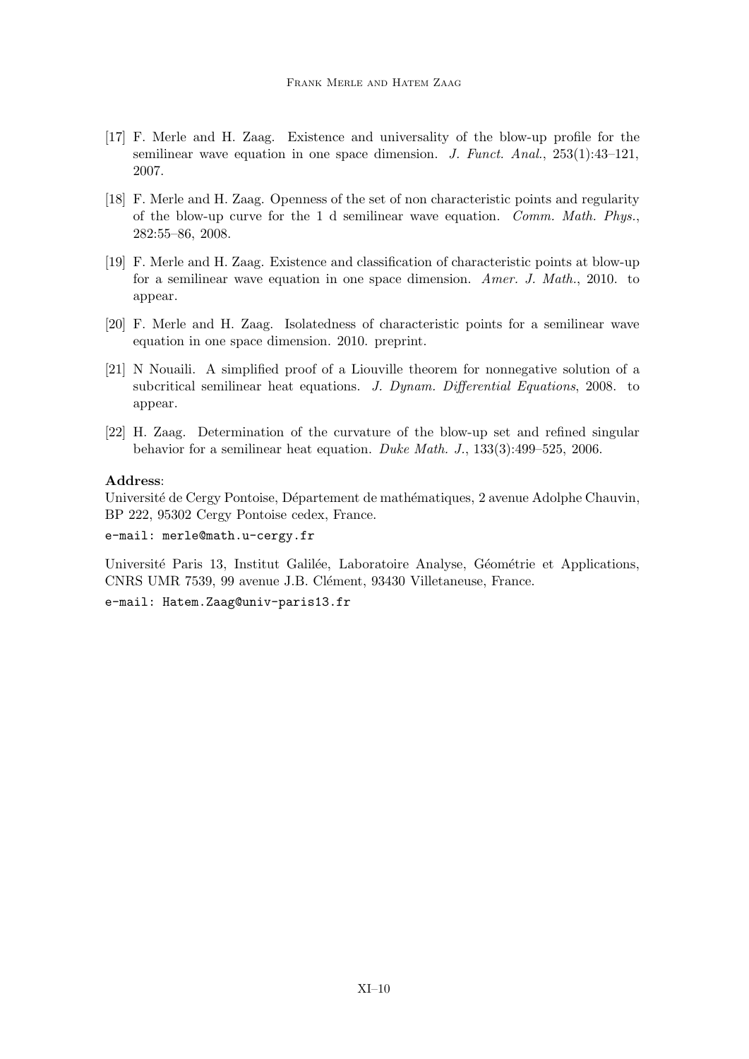[17] F. Merle and H. Zaag. Existence and universality of the blow-up profile for the semilinear wave equation in one space dimension. *J. Funct. Anal.*, 253(1):43–121, 2007.

[18] F. Merle and H. Zaag. Openness of the set of non characteristic points and regularity of the blow-up curve for the 1 d semilinear wave equation. *Comm. Math. Phys.*, 282:55–86, 2008.

[19] F. Merle and H. Zaag. Existence and classification of characteristic points at blow-up for a semilinear wave equation in one space dimension. *Amer. J. Math.*, 2010. to appear.

[20] F. Merle and H. Zaag. Isolatedness of characteristic points for a semilinear wave equation in one space dimension. 2010. preprint.

[21] N Nouaili. A simplified proof of a Liouville theorem for nonnegative solution of a subcritical semilinear heat equations. *J. Dynam. Differential Equations*, 2008. to appear.

[22] H. Zaag. Determination of the curvature of the blow-up set and refined singular behavior for a semilinear heat equation. *Duke Math. J.*, 133(3):499–525, 2006.

**Address**:
Université de Cergy Pontoise, Département de mathématiques, 2 avenue Adolphe Chauvin, BP 222, 95302 Cergy Pontoise cedex, France.

e-mail: merle@math.u-cergy.fr

Université Paris 13, Institut Galilée, Laboratoire Analyse, Géométrie et Applications, CNRS UMR 7539, 99 avenue J.B. Clément, 93430 Villetaneuse, France.

e-mail: Hatem.Zaag@univ-paris13.fr